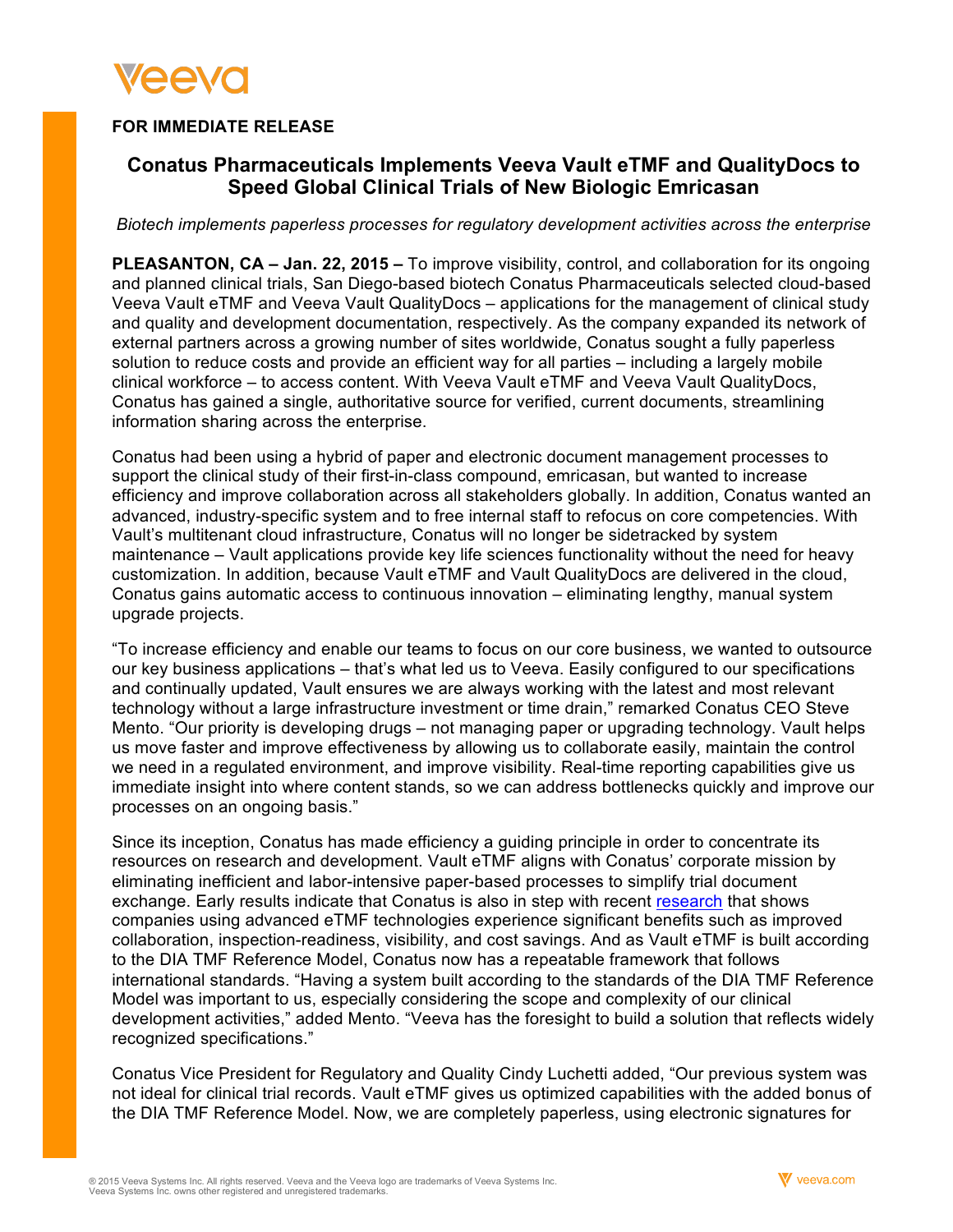**FOR IMMEDIATE RELEASE**

## Conatus Pharmaceuticals Implements Veeva Vault eTMF and QualityDocs to Speed Global Clinical Trials of New Biologic Emricasan

*Biotech implements paperless processes for regulatory development activities across the enterprise*

**PLEASANTON, CA – Jan. 22, 2015 –** To improve visibility, control, and collaboration for its ongoing and planned clinical trials, San Diego-based biotech Conatus Pharmaceuticals selected cloud-based Veeva Vault eTMF and Veeva Vault QualityDocs – applications for the management of clinical study and quality and development documentation, respectively. As the company expanded its network of external partners across a growing number of sites worldwide, Conatus sought a fully paperless solution to reduce costs and provide an efficient way for all parties – including a largely mobile clinical workforce – to access content. With Veeva Vault eTMF and Veeva Vault QualityDocs, Conatus has gained a single, authoritative source for verified, current documents, streamlining information sharing across the enterprise.

Conatus had been using a hybrid of paper and electronic document management processes to support the clinical study of their first-in-class compound, emricasan, but wanted to increase efficiency and improve collaboration across all stakeholders globally. In addition, Conatus wanted an advanced, industry-specific system and to free internal staff to refocus on core competencies. With Vault's multitenant cloud infrastructure, Conatus will no longer be sidetracked by system maintenance – Vault applications provide key life sciences functionality without the need for heavy customization. In addition, because Vault eTMF and Vault QualityDocs are delivered in the cloud, Conatus gains automatic access to continuous innovation – eliminating lengthy, manual system upgrade projects.

"To increase efficiency and enable our teams to focus on our core business, we wanted to outsource our key business applications – that's what led us to Veeva. Easily configured to our specifications and continually updated, Vault ensures we are always working with the latest and most relevant technology without a large infrastructure investment or time drain," remarked Conatus CEO Steve Mento. "Our priority is developing drugs – not managing paper or upgrading technology. Vault helps us move faster and improve effectiveness by allowing us to collaborate easily, maintain the control we need in a regulated environment, and improve visibility. Real-time reporting capabilities give us immediate insight into where content stands, so we can address bottlenecks quickly and improve our processes on an ongoing basis."

Since its inception, Conatus has made efficiency a guiding principle in order to concentrate its resources on research and development. Vault eTMF aligns with Conatus' corporate mission by eliminating inefficient and labor-intensive paper-based processes to simplify trial document exchange. Early results indicate that Conatus is also in step with recent research that shows companies using advanced eTMF technologies experience significant benefits such as improved collaboration, inspection-readiness, visibility, and cost savings. And as Vault eTMF is built according to the DIA TMF Reference Model, Conatus now has a repeatable framework that follows international standards. "Having a system built according to the standards of the DIA TMF Reference Model was important to us, especially considering the scope and complexity of our clinical development activities," added Mento. "Veeva has the foresight to build a solution that reflects widely recognized specifications."

Conatus Vice President for Regulatory and Quality Cindy Luchetti added, "Our previous system was not ideal for clinical trial records. Vault eTMF gives us optimized capabilities with the added bonus of the DIA TMF Reference Model. Now, we are completely paperless, using electronic signatures for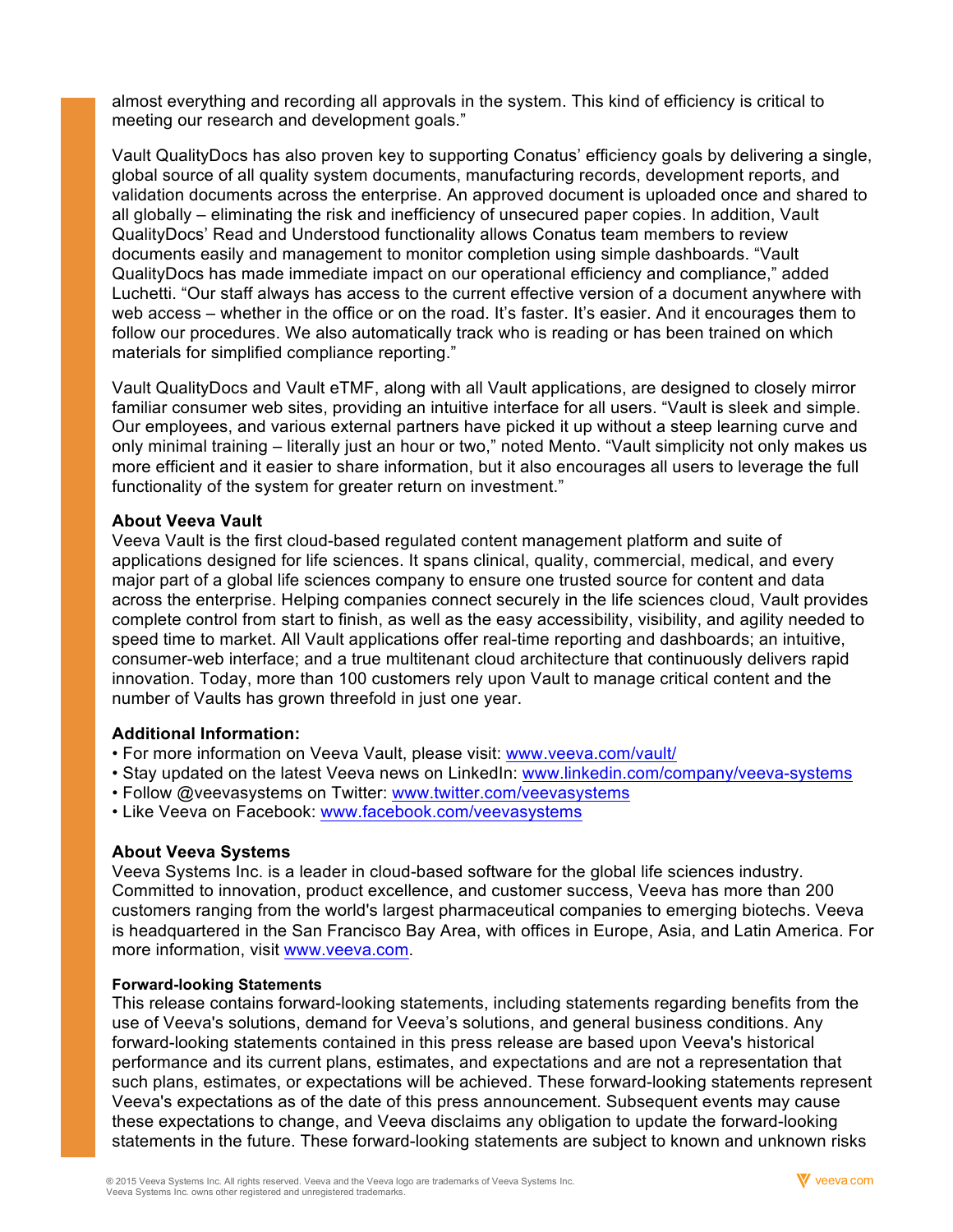almost everything and recording all approvals in the system. This kind of efficiency is critical to meeting our research and development goals."

Vault QualityDocs has also proven key to supporting Conatus' efficiency goals by delivering a single, global source of all quality system documents, manufacturing records, development reports, and validation documents across the enterprise. An approved document is uploaded once and shared to all globally – eliminating the risk and inefficiency of unsecured paper copies. In addition, Vault QualityDocs' Read and Understood functionality allows Conatus team members to review documents easily and management to monitor completion using simple dashboards. "Vault QualityDocs has made immediate impact on our operational efficiency and compliance," added Luchetti. "Our staff always has access to the current effective version of a document anywhere with web access – whether in the office or on the road. It's faster. It's easier. And it encourages them to follow our procedures. We also automatically track who is reading or has been trained on which materials for simplified compliance reporting."

Vault QualityDocs and Vault eTMF, along with all Vault applications, are designed to closely mirror familiar consumer web sites, providing an intuitive interface for all users. "Vault is sleek and simple. Our employees, and various external partners have picked it up without a steep learning curve and only minimal training – literally just an hour or two," noted Mento. "Vault simplicity not only makes us more efficient and it easier to share information, but it also encourages all users to leverage the full functionality of the system for greater return on investment."

**About Veeva Vault**
Veeva Vault is the first cloud-based regulated content management platform and suite of applications designed for life sciences. It spans clinical, quality, commercial, medical, and every major part of a global life sciences company to ensure one trusted source for content and data across the enterprise. Helping companies connect securely in the life sciences cloud, Vault provides complete control from start to finish, as well as the easy accessibility, visibility, and agility needed to speed time to market. All Vault applications offer real-time reporting and dashboards; an intuitive, consumer-web interface; and a true multitenant cloud architecture that continuously delivers rapid innovation. Today, more than 100 customers rely upon Vault to manage critical content and the number of Vaults has grown threefold in just one year.

**Additional Information:**
- For more information on Veeva Vault, please visit: www.veeva.com/vault/
- Stay updated on the latest Veeva news on LinkedIn: www.linkedin.com/company/veeva-systems
- Follow @veevasystems on Twitter: www.twitter.com/veevasystems
- Like Veeva on Facebook: www.facebook.com/veevasystems

**About Veeva Systems**
Veeva Systems Inc. is a leader in cloud-based software for the global life sciences industry. Committed to innovation, product excellence, and customer success, Veeva has more than 200 customers ranging from the world's largest pharmaceutical companies to emerging biotechs. Veeva is headquartered in the San Francisco Bay Area, with offices in Europe, Asia, and Latin America. For more information, visit www.veeva.com.

**Forward-looking Statements**
This release contains forward-looking statements, including statements regarding benefits from the use of Veeva's solutions, demand for Veeva's solutions, and general business conditions. Any forward-looking statements contained in this press release are based upon Veeva's historical performance and its current plans, estimates, and expectations and are not a representation that such plans, estimates, or expectations will be achieved. These forward-looking statements represent Veeva's expectations as of the date of this press announcement. Subsequent events may cause these expectations to change, and Veeva disclaims any obligation to update the forward-looking statements in the future. These forward-looking statements are subject to known and unknown risks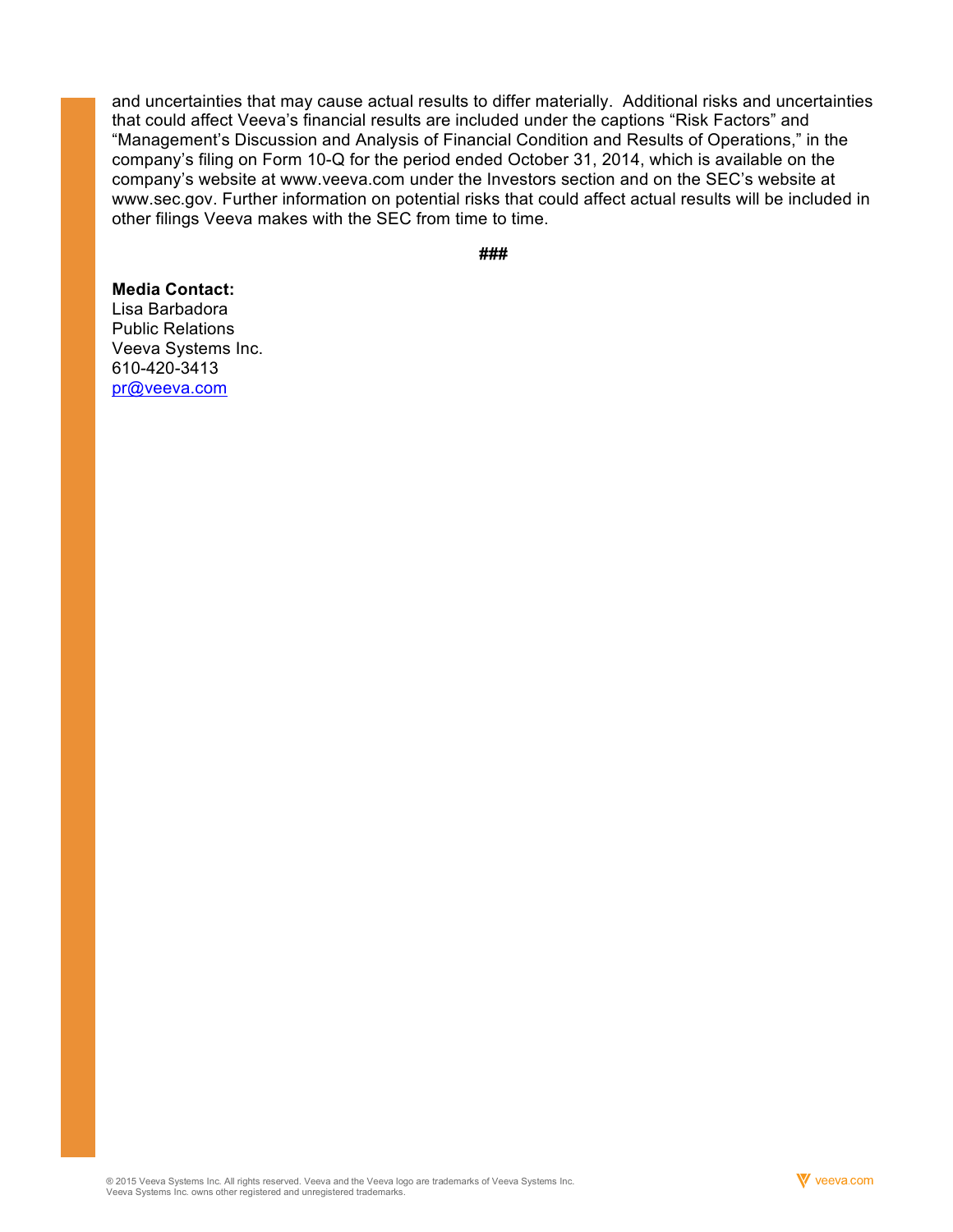and uncertainties that may cause actual results to differ materially. Additional risks and uncertainties that could affect Veeva's financial results are included under the captions "Risk Factors" and "Management's Discussion and Analysis of Financial Condition and Results of Operations," in the company's filing on Form 10-Q for the period ended October 31, 2014, which is available on the company's website at www.veeva.com under the Investors section and on the SEC's website at www.sec.gov. Further information on potential risks that could affect actual results will be included in other filings Veeva makes with the SEC from time to time.

**###**

**Media Contact:**
Lisa Barbadora
Public Relations
Veeva Systems Inc.
610-420-3413
pr@veeva.com